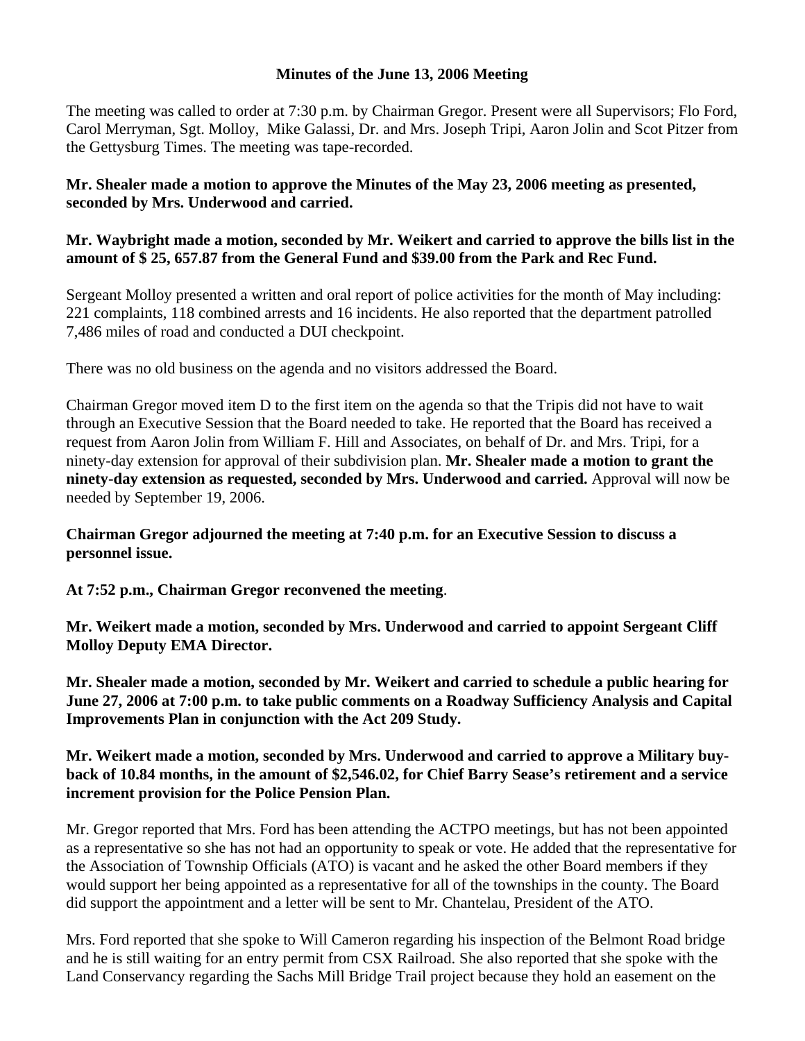**Minutes of the June 13, 2006 Meeting**

The meeting was called to order at 7:30 p.m. by Chairman Gregor. Present were all Supervisors; Flo Ford, Carol Merryman, Sgt. Molloy, Mike Galassi, Dr. and Mrs. Joseph Tripi, Aaron Jolin and Scot Pitzer from the Gettysburg Times. The meeting was tape-recorded.

**Mr. Shealer made a motion to approve the Minutes of the May 23, 2006 meeting as presented, seconded by Mrs. Underwood and carried.**

**Mr. Waybright made a motion, seconded by Mr. Weikert and carried to approve the bills list in the amount of $ 25, 657.87 from the General Fund and $39.00 from the Park and Rec Fund.**

Sergeant Molloy presented a written and oral report of police activities for the month of May including: 221 complaints, 118 combined arrests and 16 incidents. He also reported that the department patrolled 7,486 miles of road and conducted a DUI checkpoint.

There was no old business on the agenda and no visitors addressed the Board.

Chairman Gregor moved item D to the first item on the agenda so that the Tripis did not have to wait through an Executive Session that the Board needed to take. He reported that the Board has received a request from Aaron Jolin from William F. Hill and Associates, on behalf of Dr. and Mrs. Tripi, for a ninety-day extension for approval of their subdivision plan. **Mr. Shealer made a motion to grant the ninety-day extension as requested, seconded by Mrs. Underwood and carried.** Approval will now be needed by September 19, 2006.

**Chairman Gregor adjourned the meeting at 7:40 p.m. for an Executive Session to discuss a personnel issue.**

**At 7:52 p.m., Chairman Gregor reconvened the meeting**.

**Mr. Weikert made a motion, seconded by Mrs. Underwood and carried to appoint Sergeant Cliff Molloy Deputy EMA Director.**

**Mr. Shealer made a motion, seconded by Mr. Weikert and carried to schedule a public hearing for June 27, 2006 at 7:00 p.m. to take public comments on a Roadway Sufficiency Analysis and Capital Improvements Plan in conjunction with the Act 209 Study.**

**Mr. Weikert made a motion, seconded by Mrs. Underwood and carried to approve a Military buy-back of 10.84 months, in the amount of $2,546.02, for Chief Barry Sease's retirement and a service increment provision for the Police Pension Plan.**

Mr. Gregor reported that Mrs. Ford has been attending the ACTPO meetings, but has not been appointed as a representative so she has not had an opportunity to speak or vote. He added that the representative for the Association of Township Officials (ATO) is vacant and he asked the other Board members if they would support her being appointed as a representative for all of the townships in the county. The Board did support the appointment and a letter will be sent to Mr. Chantelau, President of the ATO.

Mrs. Ford reported that she spoke to Will Cameron regarding his inspection of the Belmont Road bridge and he is still waiting for an entry permit from CSX Railroad. She also reported that she spoke with the Land Conservancy regarding the Sachs Mill Bridge Trail project because they hold an easement on the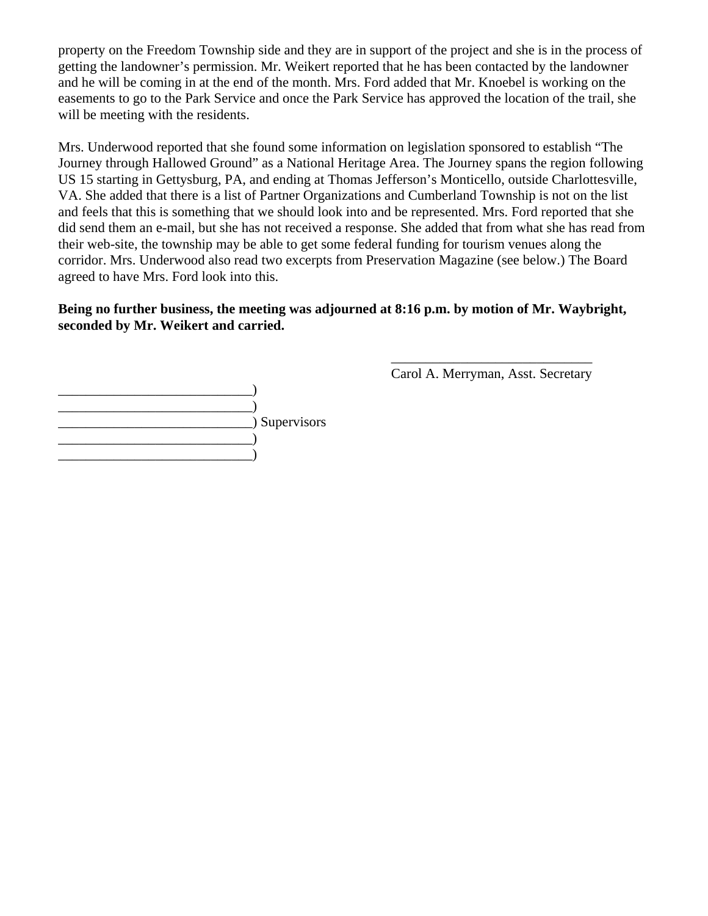property on the Freedom Township side and they are in support of the project and she is in the process of getting the landowner's permission. Mr. Weikert reported that he has been contacted by the landowner and he will be coming in at the end of the month. Mrs. Ford added that Mr. Knoebel is working on the easements to go to the Park Service and once the Park Service has approved the location of the trail, she will be meeting with the residents.

Mrs. Underwood reported that she found some information on legislation sponsored to establish "The Journey through Hallowed Ground" as a National Heritage Area. The Journey spans the region following US 15 starting in Gettysburg, PA, and ending at Thomas Jefferson's Monticello, outside Charlottesville, VA. She added that there is a list of Partner Organizations and Cumberland Township is not on the list and feels that this is something that we should look into and be represented. Mrs. Ford reported that she did send them an e-mail, but she has not received a response. She added that from what she has read from their web-site, the township may be able to get some federal funding for tourism venues along the corridor. Mrs. Underwood also read two excerpts from Preservation Magazine (see below.) The Board agreed to have Mrs. Ford look into this.

**Being no further business, the meeting was adjourned at 8:16 p.m. by motion of Mr. Waybright, seconded by Mr. Weikert and carried.**

______________________________
Carol A. Merryman, Asst. Secretary

____________________________)
____________________________)
____________________________) Supervisors
____________________________)
____________________________)